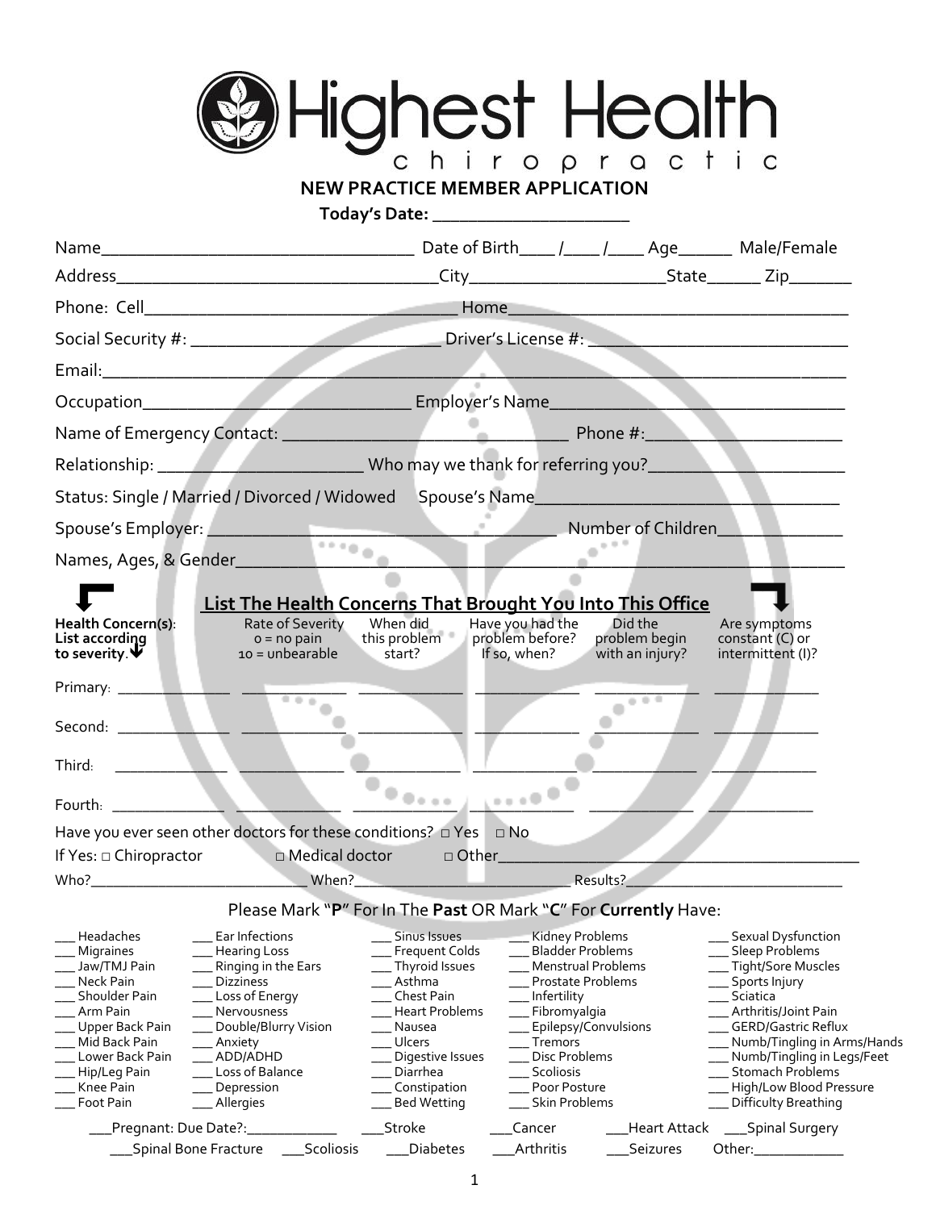# Highest Health chiropractic

## NEW PRACTICE MEMBER APPLICATION

**Today's Date: ______________________**

Name__________________________________ Date of Birth____ /____ /____ Age______ Male/Female

Address___________________________________City_____________________State______ Zip_______

Phone: Cell__________________________________ Home_____________________________________

Social Security #: ___________________________ Driver's License #: ____________________________

Email:_______________________________________________________________________________

Occupation_____________________________ Employer's Name________________________________

Name of Emergency Contact: _______________________________ Phone #:_____________________

Relationship: _______________________ Who may we thank for referring you?_____________________

Status: Single / Married / Divorced / Widowed Spouse's Name__________________________________

Spouse's Employer: ______________________________________ Number of Children_____________

Names, Ages, & Gender______________________________________________________________

### List The Health Concerns That Brought You Into This Office

| **Health Concern(s)**: **List according to severity.** | Rate of Severity 0 = no pain 10 = unbearable | When did this problem start? | Have you had the problem before? If so, when? | Did the problem begin with an injury? | Are symptoms constant (C) or intermittent (I)? |
|---|---|---|---|---|---|
| Primary: ____________ | ____________ | ____________ | ____________ | ____________ | ____________ |
| Second: ____________ | ____________ | ____________ | ____________ | ____________ | ____________ |
| Third: ____________ | ____________ | ____________ | ____________ | ____________ | ____________ |
| Fourth: ____________ | ____________ | ____________ | ____________ | ____________ | ____________ |

Have you ever seen other doctors for these conditions? □ Yes □ No

If Yes: □ Chiropractor □ Medical doctor □ Other__________________________________________

Who?___________________________ When?___________________________ Results?___________________________

Please Mark "**P**" For In The **Past** OR Mark "**C**" For **Currently** Have:

| | | | | |
|---|---|---|---|---|
| ___ Headaches | ___ Ear Infections | ___ Sinus Issues | ___ Kidney Problems | ___ Sexual Dysfunction |
| ___ Migraines | ___ Hearing Loss | ___ Frequent Colds | ___ Bladder Problems | ___ Sleep Problems |
| ___ Jaw/TMJ Pain | ___ Ringing in the Ears | ___ Thyroid Issues | ___ Menstrual Problems | ___ Tight/Sore Muscles |
| ___ Neck Pain | ___ Dizziness | ___ Asthma | ___ Prostate Problems | ___ Sports Injury |
| ___ Shoulder Pain | ___ Loss of Energy | ___ Chest Pain | ___ Infertility | ___ Sciatica |
| ___ Arm Pain | ___ Nervousness | ___ Heart Problems | ___ Fibromyalgia | ___ Arthritis/Joint Pain |
| ___ Upper Back Pain | ___ Double/Blurry Vision | ___ Nausea | ___ Epilepsy/Convulsions | ___ GERD/Gastric Reflux |
| ___ Mid Back Pain | ___ Anxiety | ___ Ulcers | ___ Tremors | ___ Numb/Tingling in Arms/Hands |
| ___ Lower Back Pain | ___ ADD/ADHD | ___ Digestive Issues | ___ Disc Problems | ___ Numb/Tingling in Legs/Feet |
| ___ Hip/Leg Pain | ___ Loss of Balance | ___ Diarrhea | ___ Scoliosis | ___ Stomach Problems |
| ___ Knee Pain | ___ Depression | ___ Constipation | ___ Poor Posture | ___ High/Low Blood Pressure |
| ___ Foot Pain | ___ Allergies | ___ Bed Wetting | ___ Skin Problems | ___ Difficulty Breathing |

___Pregnant: Due Date?:____________ ___Stroke ___Cancer ___Heart Attack ___Spinal Surgery

___Spinal Bone Fracture ___Scoliosis ___Diabetes ___Arthritis ___Seizures Other:____________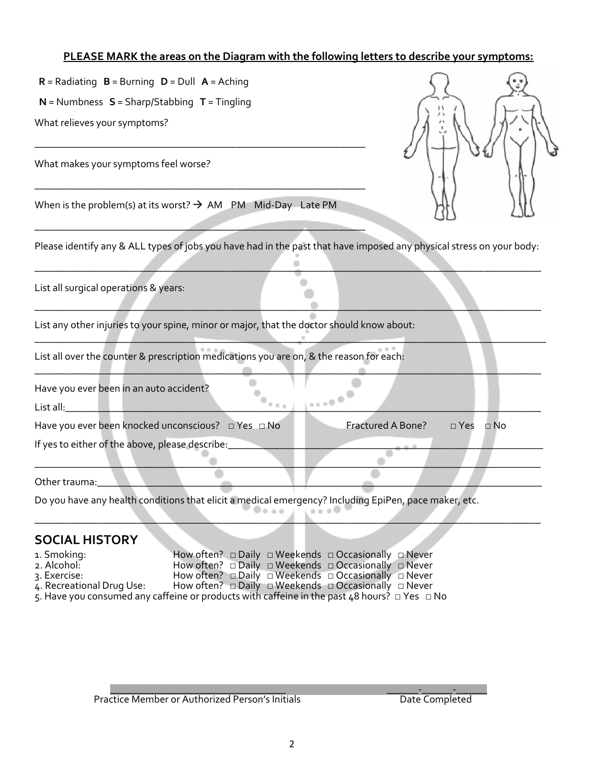**PLEASE MARK the areas on the Diagram with the following letters to describe your symptoms:**

**R** = Radiating **B** = Burning **D** = Dull **A** = Aching

**N** = Numbness **S** = Sharp/Stabbing **T** = Tingling

What relieves your symptoms?

_______________________________________________________________

What makes your symptoms feel worse?

_______________________________________________________________

When is the problem(s) at its worst? → AM PM Mid-Day Late PM

_______________________________________________________________

Please identify any & ALL types of jobs you have had in the past that have imposed any physical stress on your body:

_______________________________________________________________

List all surgical operations & years:

_______________________________________________________________

List any other injuries to your spine, minor or major, that the doctor should know about:

_______________________________________________________________

List all over the counter & prescription medications you are on, & the reason for each:

_______________________________________________________________

Have you ever been in an auto accident?

List all:_______________________________________________________

Have you ever been knocked unconscious? □ Yes □ No Fractured A Bone? □ Yes □ No

If yes to either of the above, please describe:___________________________

_______________________________________________________________

Other trauma:___________________________________________________

Do you have any health conditions that elicit a medical emergency? Including EpiPen, pace maker, etc.

_______________________________________________________________

## SOCIAL HISTORY

1. Smoking: How often? □ Daily □ Weekends □ Occasionally □ Never
2. Alcohol: How often? □ Daily □ Weekends □ Occasionally □ Never
3. Exercise: How often? □ Daily □ Weekends □ Occasionally □ Never
4. Recreational Drug Use: How often? □ Daily □ Weekends □ Occasionally □ Never
5. Have you consumed any caffeine or products with caffeine in the past 48 hours? □ Yes □ No

_______________________________ ______-______-______

Practice Member or Authorized Person's Initials Date Completed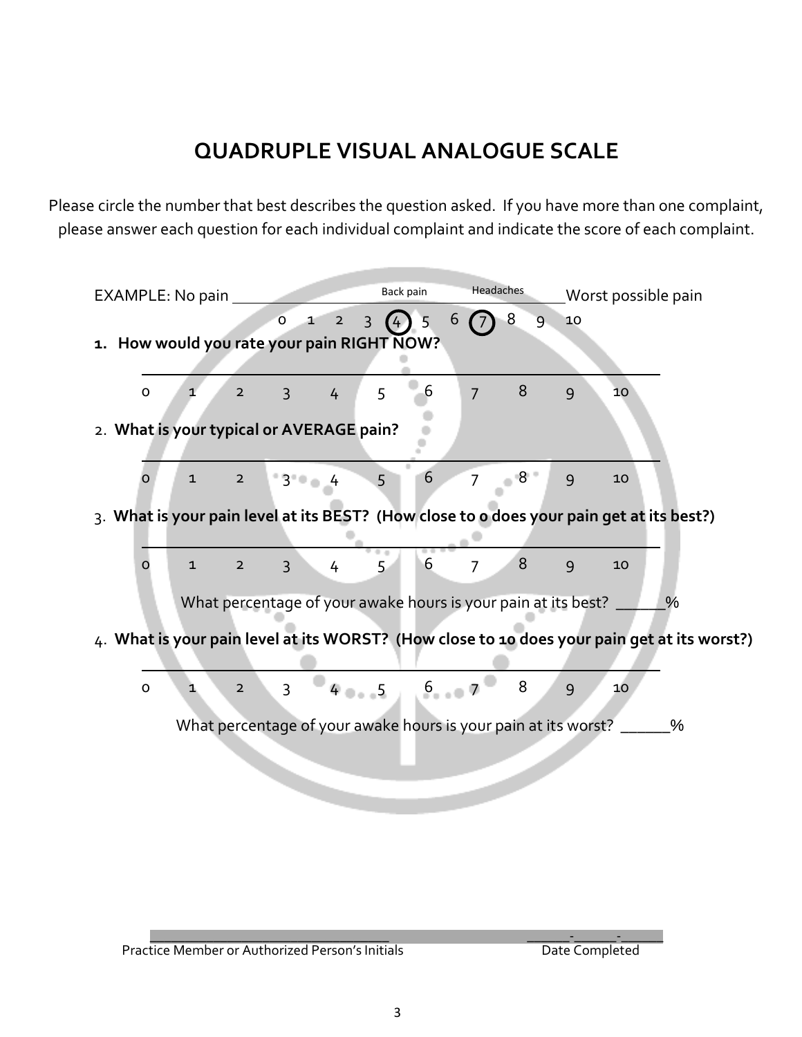# QUADRUPLE VISUAL ANALOGUE SCALE

Please circle the number that best describes the question asked. If you have more than one complaint, please answer each question for each individual complaint and indicate the score of each complaint.

EXAMPLE: No pain ________________ Back pain ________ Headaches ________ Worst possible pain

0 1 2 3 (4) 5 6 (7) 8 9 10

**1. How would you rate your pain RIGHT NOW?**

______________________________________________________________

0 1 2 3 4 5 6 7 8 9 10

2. **What is your typical or AVERAGE pain?**

______________________________________________________________

0 1 2 3 4 5 6 7 8 9 10

3. **What is your pain level at its BEST? (How close to 0 does your pain get at its best?)**

______________________________________________________________

0 1 2 3 4 5 6 7 8 9 10

What percentage of your awake hours is your pain at its best? ______%

4. **What is your pain level at its WORST? (How close to 10 does your pain get at its worst?)**

______________________________________________________________

0 1 2 3 4 5 6 7 8 9 10

What percentage of your awake hours is your pain at its worst? ______%

________________________________ ______-______-______

Practice Member or Authorized Person's Initials Date Completed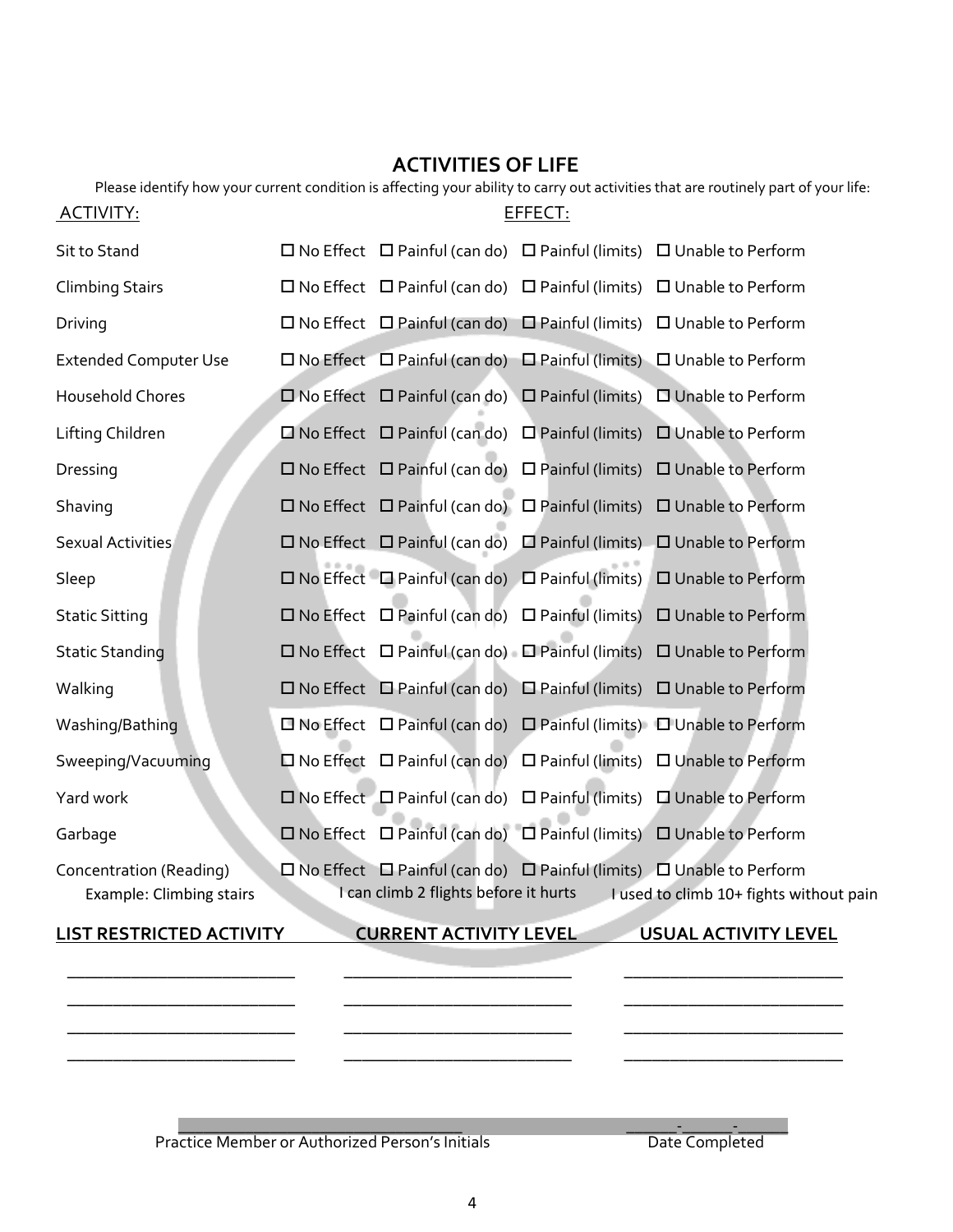## ACTIVITIES OF LIFE

Please identify how your current condition is affecting your ability to carry out activities that are routinely part of your life:

| ACTIVITY: | EFFECT: | | | |
|---|---|---|---|---|
| Sit to Stand | ☐ No Effect | ☐ Painful (can do) | ☐ Painful (limits) | ☐ Unable to Perform |
| Climbing Stairs | ☐ No Effect | ☐ Painful (can do) | ☐ Painful (limits) | ☐ Unable to Perform |
| Driving | ☐ No Effect | ☐ Painful (can do) | ☐ Painful (limits) | ☐ Unable to Perform |
| Extended Computer Use | ☐ No Effect | ☐ Painful (can do) | ☐ Painful (limits) | ☐ Unable to Perform |
| Household Chores | ☐ No Effect | ☐ Painful (can do) | ☐ Painful (limits) | ☐ Unable to Perform |
| Lifting Children | ☐ No Effect | ☐ Painful (can do) | ☐ Painful (limits) | ☐ Unable to Perform |
| Dressing | ☐ No Effect | ☐ Painful (can do) | ☐ Painful (limits) | ☐ Unable to Perform |
| Shaving | ☐ No Effect | ☐ Painful (can do) | ☐ Painful (limits) | ☐ Unable to Perform |
| Sexual Activities | ☐ No Effect | ☐ Painful (can do) | ☐ Painful (limits) | ☐ Unable to Perform |
| Sleep | ☐ No Effect | ☐ Painful (can do) | ☐ Painful (limits) | ☐ Unable to Perform |
| Static Sitting | ☐ No Effect | ☐ Painful (can do) | ☐ Painful (limits) | ☐ Unable to Perform |
| Static Standing | ☐ No Effect | ☐ Painful (can do) | ☐ Painful (limits) | ☐ Unable to Perform |
| Walking | ☐ No Effect | ☐ Painful (can do) | ☐ Painful (limits) | ☐ Unable to Perform |
| Washing/Bathing | ☐ No Effect | ☐ Painful (can do) | ☐ Painful (limits) | ☐ Unable to Perform |
| Sweeping/Vacuuming | ☐ No Effect | ☐ Painful (can do) | ☐ Painful (limits) | ☐ Unable to Perform |
| Yard work | ☐ No Effect | ☐ Painful (can do) | ☐ Painful (limits) | ☐ Unable to Perform |
| Garbage | ☐ No Effect | ☐ Painful (can do) | ☐ Painful (limits) | ☐ Unable to Perform |
| Concentration (Reading) | ☐ No Effect | ☐ Painful (can do) | ☐ Painful (limits) | ☐ Unable to Perform |

| **LIST RESTRICTED ACTIVITY** | **CURRENT ACTIVITY LEVEL** | **USUAL ACTIVITY LEVEL** |
|---|---|---|
| Example: Climbing stairs | I can climb 2 flights before it hurts | I used to climb 10+ fights without pain |
| ______________________ | ______________________ | ______________________ |
| ______________________ | ______________________ | ______________________ |
| ______________________ | ______________________ | ______________________ |
| ______________________ | ______________________ | ______________________ |

______________________________ Practice Member or Authorized Person's Initials

______-______-______ Date Completed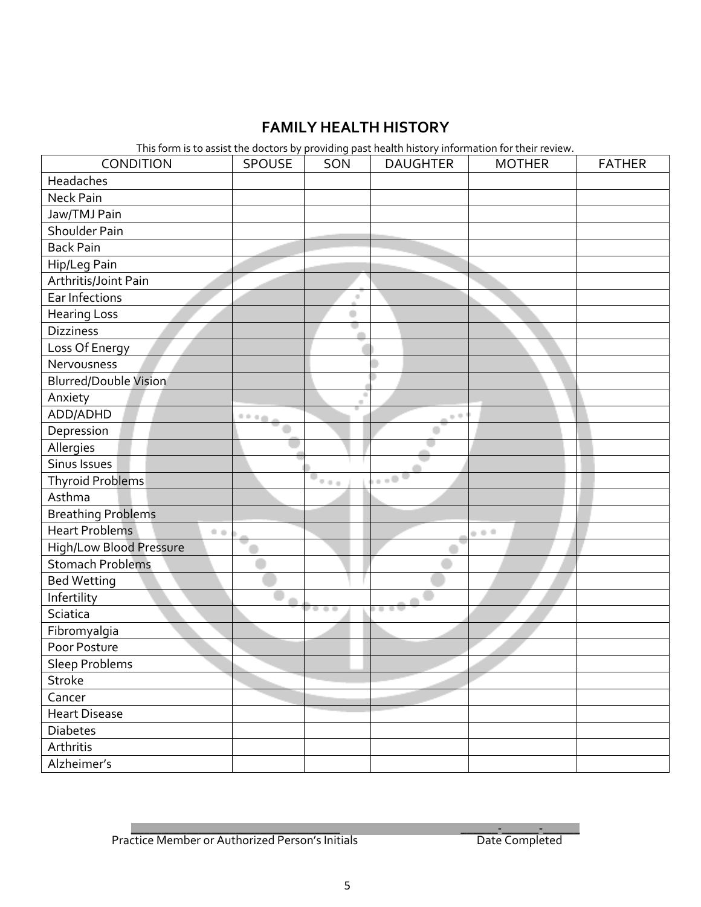# FAMILY HEALTH HISTORY

This form is to assist the doctors by providing past health history information for their review.

| CONDITION | SPOUSE | SON | DAUGHTER | MOTHER | FATHER |
|---|---|---|---|---|---|
| Headaches | | | | | |
| Neck Pain | | | | | |
| Jaw/TMJ Pain | | | | | |
| Shoulder Pain | | | | | |
| Back Pain | | | | | |
| Hip/Leg Pain | | | | | |
| Arthritis/Joint Pain | | | | | |
| Ear Infections | | | | | |
| Hearing Loss | | | | | |
| Dizziness | | | | | |
| Loss Of Energy | | | | | |
| Nervousness | | | | | |
| Blurred/Double Vision | | | | | |
| Anxiety | | | | | |
| ADD/ADHD | | | | | |
| Depression | | | | | |
| Allergies | | | | | |
| Sinus Issues | | | | | |
| Thyroid Problems | | | | | |
| Asthma | | | | | |
| Breathing Problems | | | | | |
| Heart Problems | | | | | |
| High/Low Blood Pressure | | | | | |
| Stomach Problems | | | | | |
| Bed Wetting | | | | | |
| Infertility | | | | | |
| Sciatica | | | | | |
| Fibromyalgia | | | | | |
| Poor Posture | | | | | |
| Sleep Problems | | | | | |
| Stroke | | | | | |
| Cancer | | | | | |
| Heart Disease | | | | | |
| Diabetes | | | | | |
| Arthritis | | | | | |
| Alzheimer's | | | | | |

________________________________________ &nbsp;&nbsp;&nbsp;&nbsp; ______-______-______

Practice Member or Authorized Person's Initials &nbsp;&nbsp;&nbsp;&nbsp; Date Completed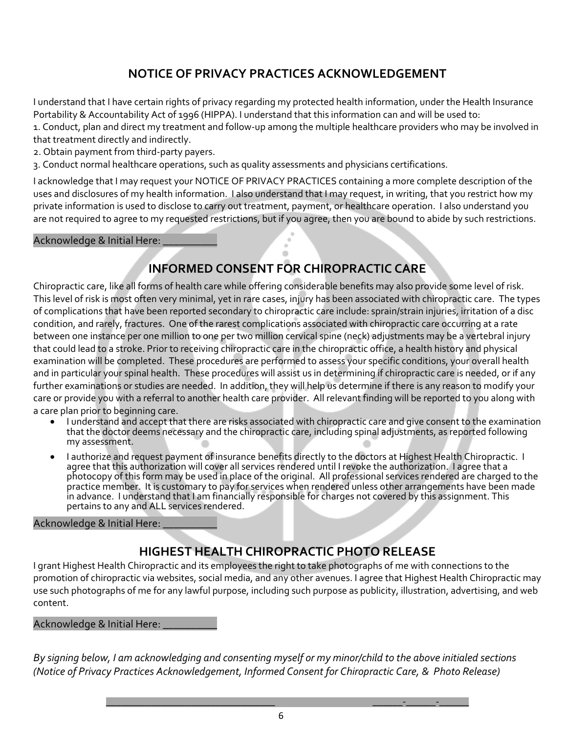## NOTICE OF PRIVACY PRACTICES ACKNOWLEDGEMENT

I understand that I have certain rights of privacy regarding my protected health information, under the Health Insurance Portability & Accountability Act of 1996 (HIPPA). I understand that this information can and will be used to:

1. Conduct, plan and direct my treatment and follow-up among the multiple healthcare providers who may be involved in that treatment directly and indirectly.
2. Obtain payment from third-party payers.
3. Conduct normal healthcare operations, such as quality assessments and physicians certifications.

I acknowledge that I may request your NOTICE OF PRIVACY PRACTICES containing a more complete description of the uses and disclosures of my health information. I also understand that I may request, in writing, that you restrict how my private information is used to disclose to carry out treatment, payment, or healthcare operation. I also understand you are not required to agree to my requested restrictions, but if you agree, then you are bound to abide by such restrictions.

Acknowledge & Initial Here: __________

## INFORMED CONSENT FOR CHIROPRACTIC CARE

Chiropractic care, like all forms of health care while offering considerable benefits may also provide some level of risk. This level of risk is most often very minimal, yet in rare cases, injury has been associated with chiropractic care. The types of complications that have been reported secondary to chiropractic care include: sprain/strain injuries, irritation of a disc condition, and rarely, fractures. One of the rarest complications associated with chiropractic care occurring at a rate between one instance per one million to one per two million cervical spine (neck) adjustments may be a vertebral injury that could lead to a stroke. Prior to receiving chiropractic care in the chiropractic office, a health history and physical examination will be completed. These procedures are performed to assess your specific conditions, your overall health and in particular your spinal health. These procedures will assist us in determining if chiropractic care is needed, or if any further examinations or studies are needed. In addition, they will help us determine if there is any reason to modify your care or provide you with a referral to another health care provider. All relevant finding will be reported to you along with a care plan prior to beginning care.

- I understand and accept that there are risks associated with chiropractic care and give consent to the examination that the doctor deems necessary and the chiropractic care, including spinal adjustments, as reported following my assessment.
- I authorize and request payment of insurance benefits directly to the doctors at Highest Health Chiropractic. I agree that this authorization will cover all services rendered until I revoke the authorization. I agree that a photocopy of this form may be used in place of the original. All professional services rendered are charged to the practice member. It is customary to pay for services when rendered unless other arrangements have been made in advance. I understand that I am financially responsible for charges not covered by this assignment. This pertains to any and ALL services rendered.

Acknowledge & Initial Here: __________

## HIGHEST HEALTH CHIROPRACTIC PHOTO RELEASE

I grant Highest Health Chiropractic and its employees the right to take photographs of me with connections to the promotion of chiropractic via websites, social media, and any other avenues. I agree that Highest Health Chiropractic may use such photographs of me for any lawful purpose, including such purpose as publicity, illustration, advertising, and web content.

Acknowledge & Initial Here: __________

*By signing below, I am acknowledging and consenting myself or my minor/child to the above initialed sections (Notice of Privacy Practices Acknowledgement, Informed Consent for Chiropractic Care, & Photo Release)*

_______________________________ ______-______-______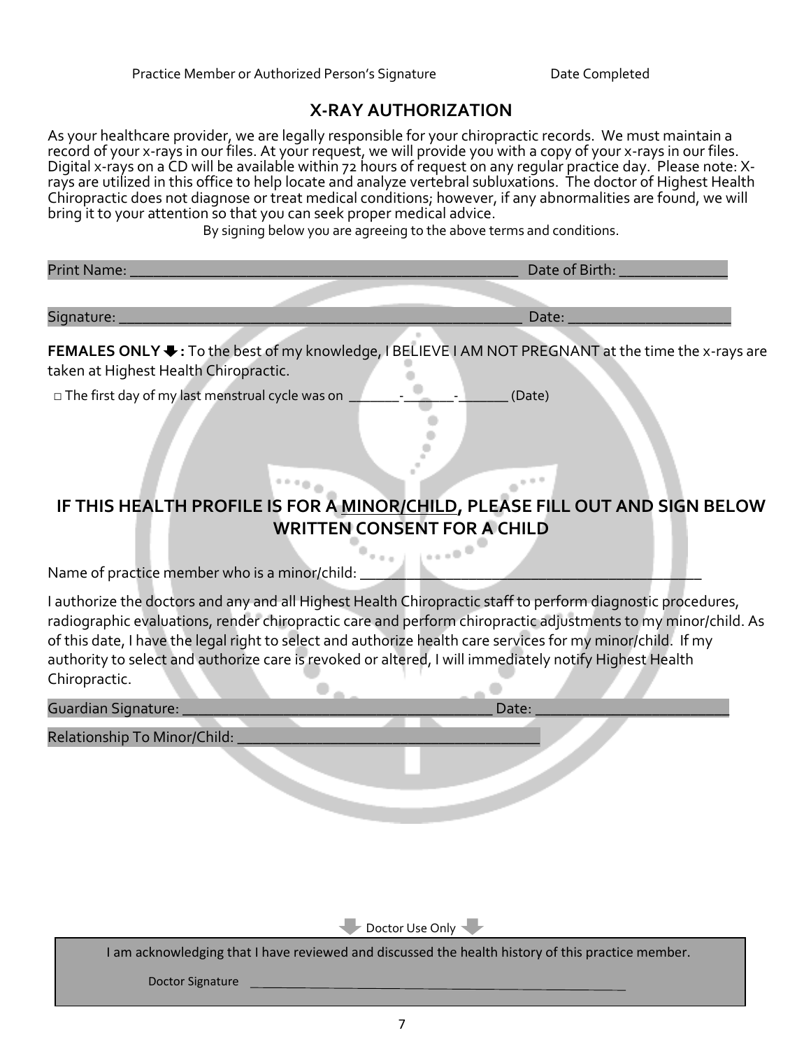Practice Member or Authorized Person's Signature                    Date Completed

## X-RAY AUTHORIZATION

As your healthcare provider, we are legally responsible for your chiropractic records. We must maintain a record of your x-rays in our files. At your request, we will provide you with a copy of your x-rays in our files. Digital x-rays on a CD will be available within 72 hours of request on any regular practice day. Please note: X-rays are utilized in this office to help locate and analyze vertebral subluxations. The doctor of Highest Health Chiropractic does not diagnose or treat medical conditions; however, if any abnormalities are found, we will bring it to your attention so that you can seek proper medical advice.

By signing below you are agreeing to the above terms and conditions.

Print Name: ____________________________________________ Date of Birth: ____________

Signature: _____________________________________________ Date: __________________

**FEMALES ONLY ⬇:** To the best of my knowledge, I BELIEVE I AM NOT PREGNANT at the time the x-rays are taken at Highest Health Chiropractic.

□ The first day of my last menstrual cycle was on ______-______-______ (Date)

## IF THIS HEALTH PROFILE IS FOR A MINOR/CHILD, PLEASE FILL OUT AND SIGN BELOW WRITTEN CONSENT FOR A CHILD

Name of practice member who is a minor/child: ________________________________________

I authorize the doctors and any and all Highest Health Chiropractic staff to perform diagnostic procedures, radiographic evaluations, render chiropractic care and perform chiropractic adjustments to my minor/child. As of this date, I have the legal right to select and authorize health care services for my minor/child. If my authority to select and authorize care is revoked or altered, I will immediately notify Highest Health Chiropractic.

Guardian Signature: ____________________________________ Date: ______________________

Relationship To Minor/Child: ___________________________________

Doctor Use Only

I am acknowledging that I have reviewed and discussed the health history of this practice member.

Doctor Signature ______________________________________________________